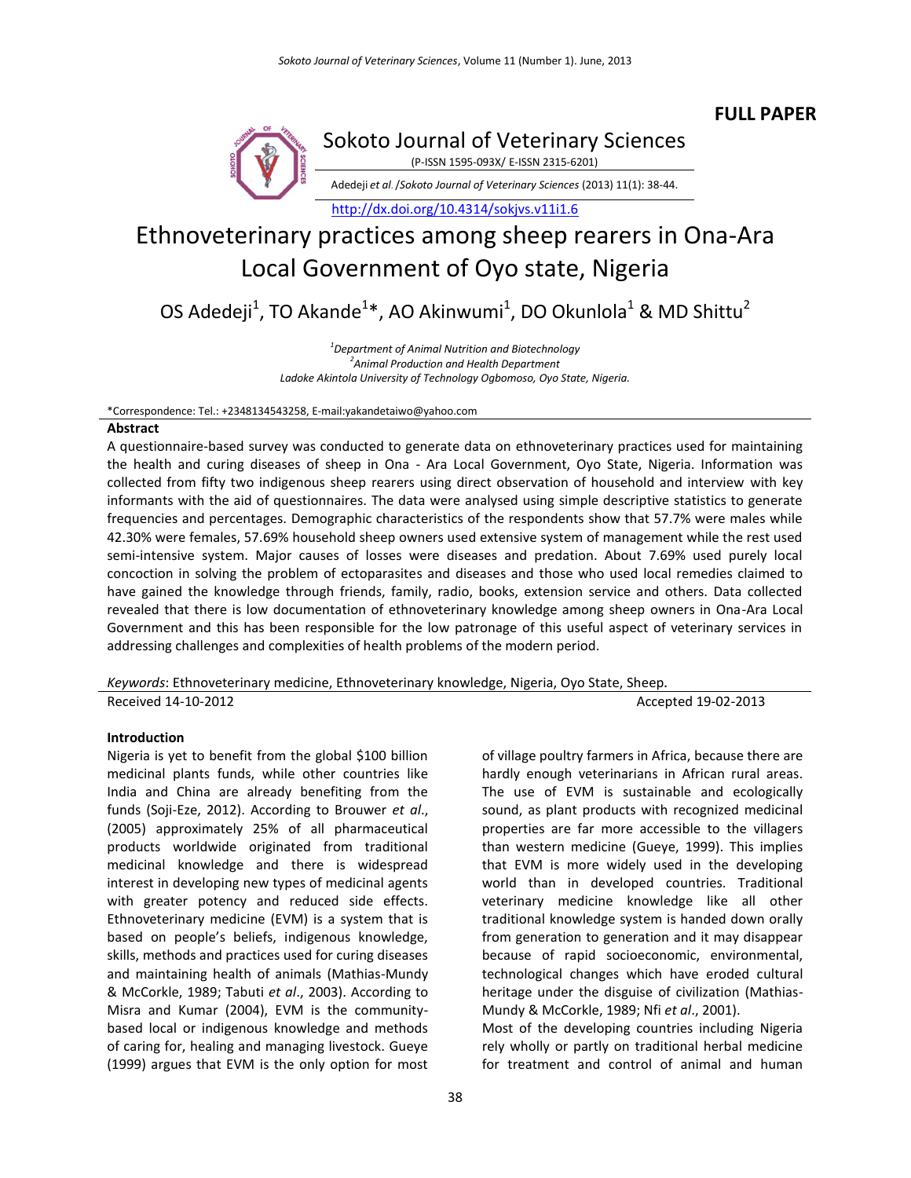**FULL PAPER**

Sokoto Journal of Veterinary Sciences

(P-ISSN 1595-093X/ E-ISSN 2315-6201)

Adedeji *et al*. /*Sokoto Journal of Veterinary Sciences* (2013) 11(1): 38-44.

http://dx.doi.org/10.4314/sokjvs.v11i1.6

# Ethnoveterinary practices among sheep rearers in Ona-Ara Local Government of Oyo state, Nigeria

OS Adedeji[1], TO Akande[1]*, AO Akinwumi[1], DO Okunlola[1] & MD Shittu[2]

[1]*Department of Animal Nutrition and Biotechnology*
[2]*Animal Production and Health Department*
*Ladoke Akintola University of Technology Ogbomoso, Oyo State, Nigeria.*

*Correspondence: Tel.: +2348134543258, E-mail:yakandetaiwo@yahoo.com

## Abstract

A questionnaire-based survey was conducted to generate data on ethnoveterinary practices used for maintaining the health and curing diseases of sheep in Ona - Ara Local Government, Oyo State, Nigeria. Information was collected from fifty two indigenous sheep rearers using direct observation of household and interview with key informants with the aid of questionnaires. The data were analysed using simple descriptive statistics to generate frequencies and percentages. Demographic characteristics of the respondents show that 57.7% were males while 42.30% were females, 57.69% household sheep owners used extensive system of management while the rest used semi-intensive system. Major causes of losses were diseases and predation. About 7.69% used purely local concoction in solving the problem of ectoparasites and diseases and those who used local remedies claimed to have gained the knowledge through friends, family, radio, books, extension service and others. Data collected revealed that there is low documentation of ethnoveterinary knowledge among sheep owners in Ona-Ara Local Government and this has been responsible for the low patronage of this useful aspect of veterinary services in addressing challenges and complexities of health problems of the modern period.

*Keywords*: Ethnoveterinary medicine, Ethnoveterinary knowledge, Nigeria, Oyo State, Sheep.

Received 14-10-2012 Accepted 19-02-2013

## Introduction

Nigeria is yet to benefit from the global $100 billion medicinal plants funds, while other countries like India and China are already benefiting from the funds (Soji-Eze, 2012). According to Brouwer *et al*., (2005) approximately 25% of all pharmaceutical products worldwide originated from traditional medicinal knowledge and there is widespread interest in developing new types of medicinal agents with greater potency and reduced side effects. Ethnoveterinary medicine (EVM) is a system that is based on people's beliefs, indigenous knowledge, skills, methods and practices used for curing diseases and maintaining health of animals (Mathias-Mundy & McCorkle, 1989; Tabuti *et al*., 2003). According to Misra and Kumar (2004), EVM is the community-based local or indigenous knowledge and methods of caring for, healing and managing livestock. Gueye (1999) argues that EVM is the only option for most of village poultry farmers in Africa, because there are hardly enough veterinarians in African rural areas. The use of EVM is sustainable and ecologically sound, as plant products with recognized medicinal properties are far more accessible to the villagers than western medicine (Gueye, 1999). This implies that EVM is more widely used in the developing world than in developed countries. Traditional veterinary medicine knowledge like all other traditional knowledge system is handed down orally from generation to generation and it may disappear because of rapid socioeconomic, environmental, technological changes which have eroded cultural heritage under the disguise of civilization (Mathias-Mundy & McCorkle, 1989; Nfi *et al*., 2001).

Most of the developing countries including Nigeria rely wholly or partly on traditional herbal medicine for treatment and control of animal and human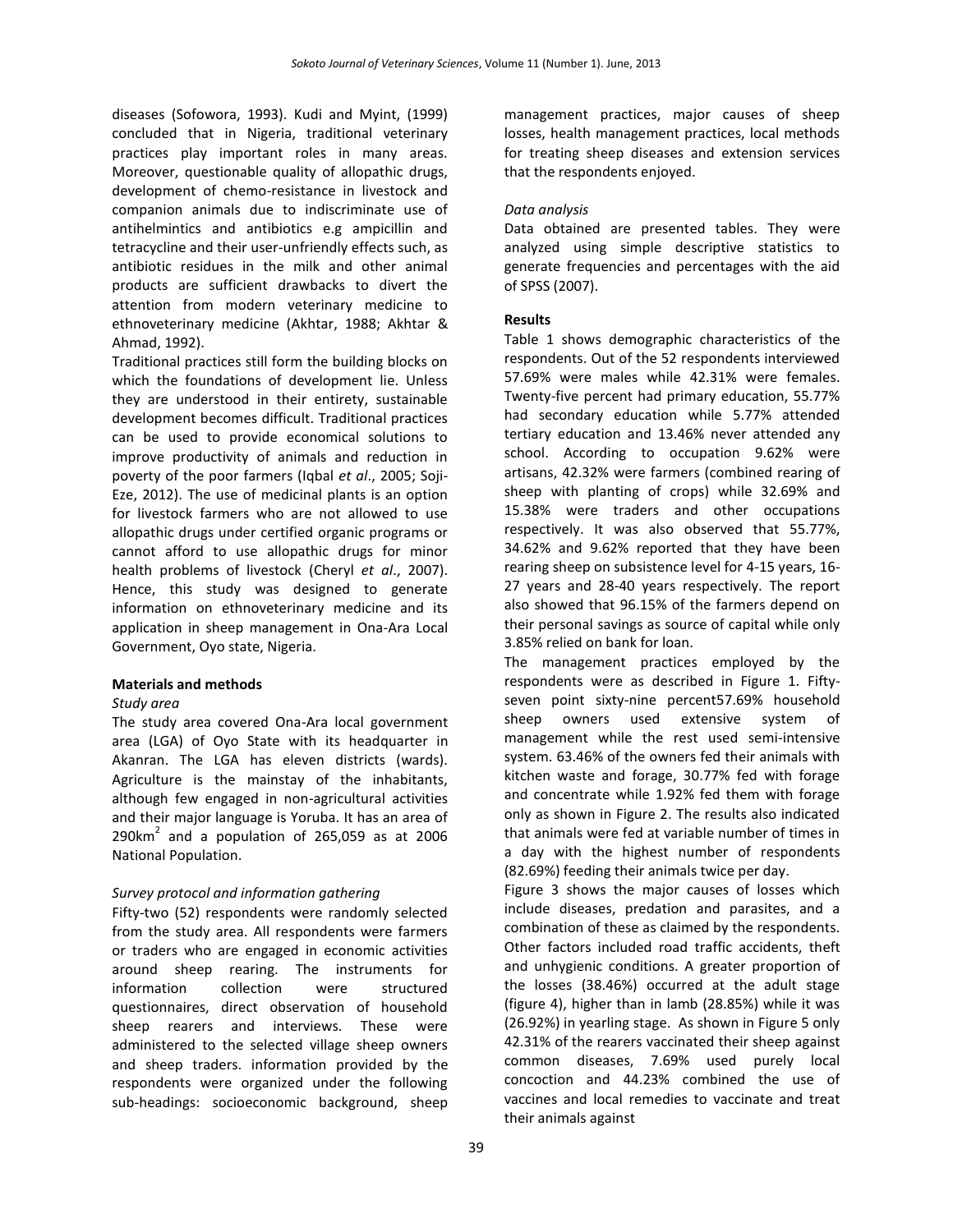diseases (Sofowora, 1993). Kudi and Myint, (1999) concluded that in Nigeria, traditional veterinary practices play important roles in many areas. Moreover, questionable quality of allopathic drugs, development of chemo-resistance in livestock and companion animals due to indiscriminate use of antihelmintics and antibiotics e.g ampicillin and tetracycline and their user-unfriendly effects such, as antibiotic residues in the milk and other animal products are sufficient drawbacks to divert the attention from modern veterinary medicine to ethnoveterinary medicine (Akhtar, 1988; Akhtar & Ahmad, 1992).

Traditional practices still form the building blocks on which the foundations of development lie. Unless they are understood in their entirety, sustainable development becomes difficult. Traditional practices can be used to provide economical solutions to improve productivity of animals and reduction in poverty of the poor farmers (Iqbal *et al*., 2005; Soji-Eze, 2012). The use of medicinal plants is an option for livestock farmers who are not allowed to use allopathic drugs under certified organic programs or cannot afford to use allopathic drugs for minor health problems of livestock (Cheryl *et al*., 2007). Hence, this study was designed to generate information on ethnoveterinary medicine and its application in sheep management in Ona-Ara Local Government, Oyo state, Nigeria.

## Materials and methods

*Study area*

The study area covered Ona-Ara local government area (LGA) of Oyo State with its headquarter in Akanran. The LGA has eleven districts (wards). Agriculture is the mainstay of the inhabitants, although few engaged in non-agricultural activities and their major language is Yoruba. It has an area of 290km$^2$ and a population of 265,059 as at 2006 National Population.

*Survey protocol and information gathering*

Fifty-two (52) respondents were randomly selected from the study area. All respondents were farmers or traders who are engaged in economic activities around sheep rearing. The instruments for information collection were structured questionnaires, direct observation of household sheep rearers and interviews. These were administered to the selected village sheep owners and sheep traders. information provided by the respondents were organized under the following sub-headings: socioeconomic background, sheep management practices, major causes of sheep losses, health management practices, local methods for treating sheep diseases and extension services that the respondents enjoyed.

*Data analysis*

Data obtained are presented tables. They were analyzed using simple descriptive statistics to generate frequencies and percentages with the aid of SPSS (2007).

## Results

Table 1 shows demographic characteristics of the respondents. Out of the 52 respondents interviewed 57.69% were males while 42.31% were females. Twenty-five percent had primary education, 55.77% had secondary education while 5.77% attended tertiary education and 13.46% never attended any school. According to occupation 9.62% were artisans, 42.32% were farmers (combined rearing of sheep with planting of crops) while 32.69% and 15.38% were traders and other occupations respectively. It was also observed that 55.77%, 34.62% and 9.62% reported that they have been rearing sheep on subsistence level for 4-15 years, 16-27 years and 28-40 years respectively. The report also showed that 96.15% of the farmers depend on their personal savings as source of capital while only 3.85% relied on bank for loan.

The management practices employed by the respondents were as described in Figure 1. Fifty-seven point sixty-nine percent57.69% household sheep owners used extensive system of management while the rest used semi-intensive system. 63.46% of the owners fed their animals with kitchen waste and forage, 30.77% fed with forage and concentrate while 1.92% fed them with forage only as shown in Figure 2. The results also indicated that animals were fed at variable number of times in a day with the highest number of respondents (82.69%) feeding their animals twice per day.

Figure 3 shows the major causes of losses which include diseases, predation and parasites, and a combination of these as claimed by the respondents. Other factors included road traffic accidents, theft and unhygienic conditions. A greater proportion of the losses (38.46%) occurred at the adult stage (figure 4), higher than in lamb (28.85%) while it was (26.92%) in yearling stage. As shown in Figure 5 only 42.31% of the rearers vaccinated their sheep against common diseases, 7.69% used purely local concoction and 44.23% combined the use of vaccines and local remedies to vaccinate and treat their animals against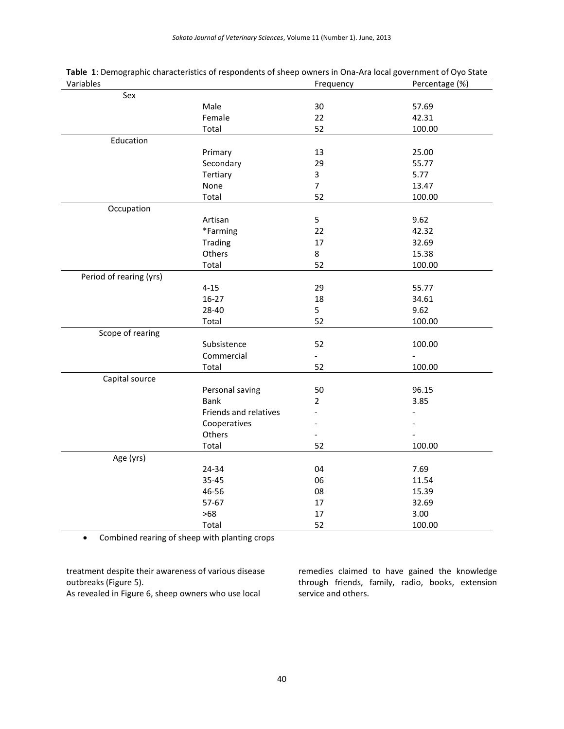**Table 1**: Demographic characteristics of respondents of sheep owners in Ona-Ara local government of Oyo State

| Variables | | Frequency | Percentage (%) |
|---|---|---|---|
| Sex | | | |
| | Male | 30 | 57.69 |
| | Female | 22 | 42.31 |
| | Total | 52 | 100.00 |
| Education | | | |
| | Primary | 13 | 25.00 |
| | Secondary | 29 | 55.77 |
| | Tertiary | 3 | 5.77 |
| | None | 7 | 13.47 |
| | Total | 52 | 100.00 |
| Occupation | | | |
| | Artisan | 5 | 9.62 |
| | *Farming | 22 | 42.32 |
| | Trading | 17 | 32.69 |
| | Others | 8 | 15.38 |
| | Total | 52 | 100.00 |
| Period of rearing (yrs) | | | |
| | 4-15 | 29 | 55.77 |
| | 16-27 | 18 | 34.61 |
| | 28-40 | 5 | 9.62 |
| | Total | 52 | 100.00 |
| Scope of rearing | | | |
| | Subsistence | 52 | 100.00 |
| | Commercial | - | - |
| | Total | 52 | 100.00 |
| Capital source | | | |
| | Personal saving | 50 | 96.15 |
| | Bank | 2 | 3.85 |
| | Friends and relatives | - | - |
| | Cooperatives | - | - |
| | Others | - | - |
| | Total | 52 | 100.00 |
| Age (yrs) | | | |
| | 24-34 | 04 | 7.69 |
| | 35-45 | 06 | 11.54 |
| | 46-56 | 08 | 15.39 |
| | 57-67 | 17 | 32.69 |
| | >68 | 17 | 3.00 |
| | Total | 52 | 100.00 |

- Combined rearing of sheep with planting crops

treatment despite their awareness of various disease outbreaks (Figure 5).

As revealed in Figure 6, sheep owners who use local remedies claimed to have gained the knowledge through friends, family, radio, books, extension service and others.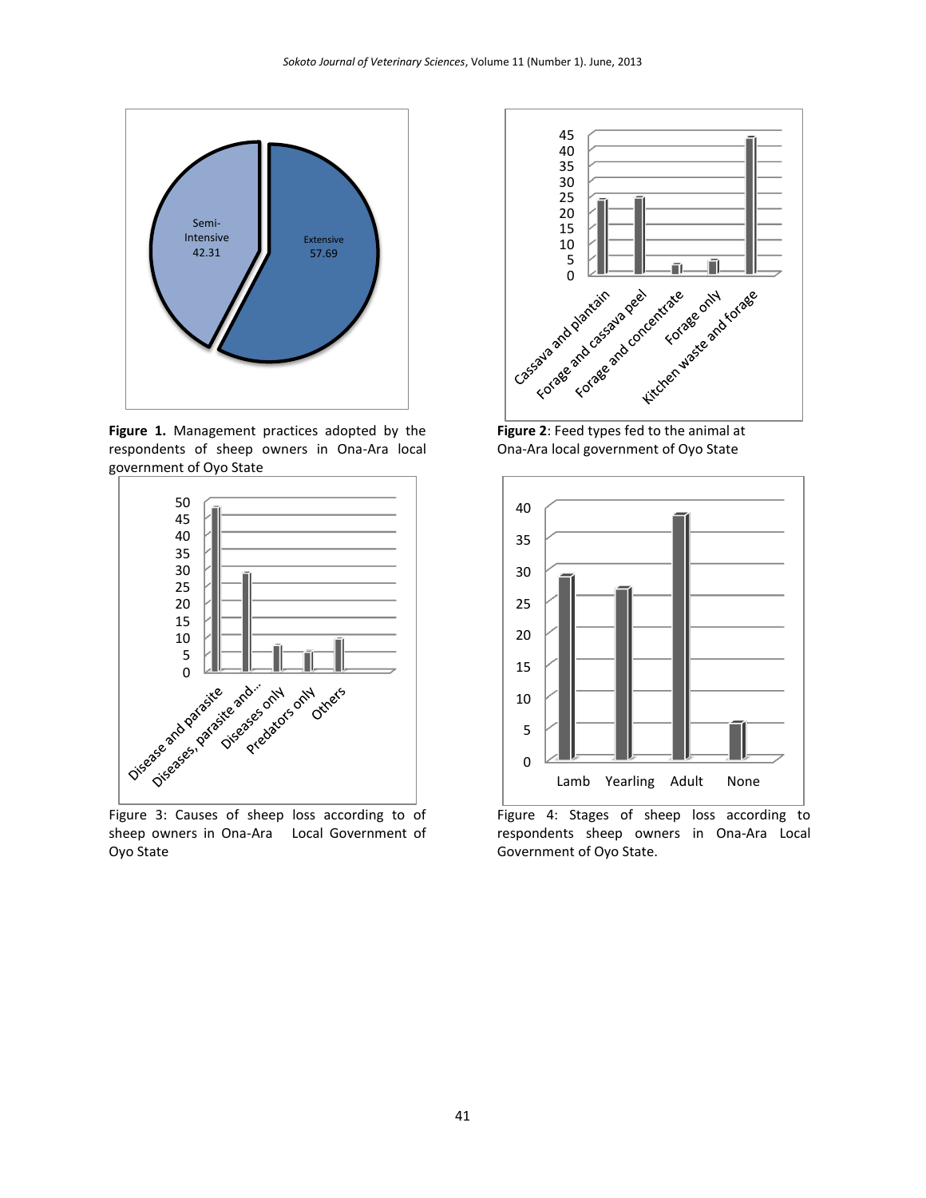**Figure 1.** Management practices adopted by the respondents of sheep owners in Ona-Ara local government of Oyo State

**Figure 2**: Feed types fed to the animal at Ona-Ara local government of Oyo State

Figure 3: Causes of sheep loss according to of sheep owners in Ona-Ara Local Government of Oyo State

Figure 4: Stages of sheep loss according to respondents sheep owners in Ona-Ara Local Government of Oyo State.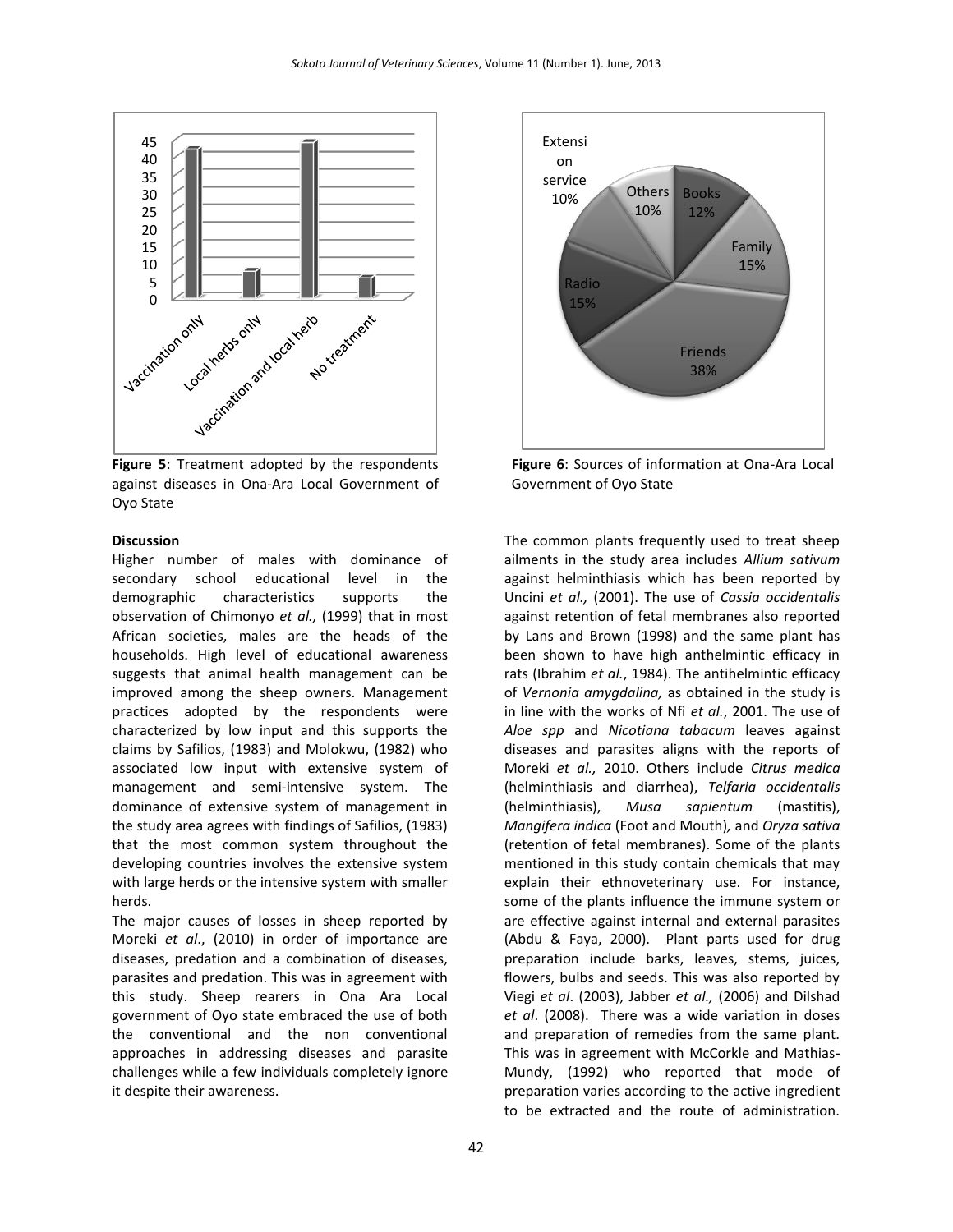**Figure 5**: Treatment adopted by the respondents against diseases in Ona-Ara Local Government of Oyo State

**Figure 6**: Sources of information at Ona-Ara Local Government of Oyo State

**Discussion**

Higher number of males with dominance of secondary school educational level in the demographic characteristics supports the observation of Chimonyo *et al.,* (1999) that in most African societies, males are the heads of the households. High level of educational awareness suggests that animal health management can be improved among the sheep owners. Management practices adopted by the respondents were characterized by low input and this supports the claims by Safilios, (1983) and Molokwu, (1982) who associated low input with extensive system of management and semi-intensive system. The dominance of extensive system of management in the study area agrees with findings of Safilios, (1983) that the most common system throughout the developing countries involves the extensive system with large herds or the intensive system with smaller herds.

The major causes of losses in sheep reported by Moreki *et al*., (2010) in order of importance are diseases, predation and a combination of diseases, parasites and predation. This was in agreement with this study. Sheep rearers in Ona Ara Local government of Oyo state embraced the use of both the conventional and the non conventional approaches in addressing diseases and parasite challenges while a few individuals completely ignore it despite their awareness.

The common plants frequently used to treat sheep ailments in the study area includes *Allium sativum* against helminthiasis which has been reported by Uncini *et al.,* (2001). The use of *Cassia occidentalis* against retention of fetal membranes also reported by Lans and Brown (1998) and the same plant has been shown to have high anthelmintic efficacy in rats (Ibrahim *et al.*, 1984). The antihelmintic efficacy of *Vernonia amygdalina,* as obtained in the study is in line with the works of Nfi *et al.*, 2001. The use of *Aloe spp* and *Nicotiana tabacum* leaves against diseases and parasites aligns with the reports of Moreki *et al.,* 2010. Others include *Citrus medica* (helminthiasis and diarrhea), *Telfaria occidentalis* (helminthiasis), *Musa sapientum* (mastitis), *Mangifera indica* (Foot and Mouth)*,* and *Oryza sativa* (retention of fetal membranes). Some of the plants mentioned in this study contain chemicals that may explain their ethnoveterinary use. For instance, some of the plants influence the immune system or are effective against internal and external parasites (Abdu & Faya, 2000). Plant parts used for drug preparation include barks, leaves, stems, juices, flowers, bulbs and seeds. This was also reported by Viegi *et al*. (2003), Jabber *et al.,* (2006) and Dilshad *et al*. (2008). There was a wide variation in doses and preparation of remedies from the same plant. This was in agreement with McCorkle and Mathias-Mundy, (1992) who reported that mode of preparation varies according to the active ingredient to be extracted and the route of administration.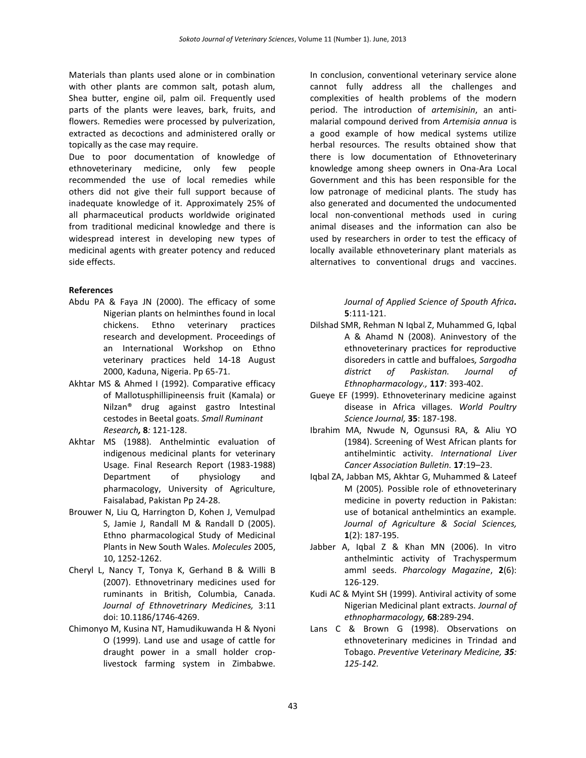Materials than plants used alone or in combination with other plants are common salt, potash alum, Shea butter, engine oil, palm oil. Frequently used parts of the plants were leaves, bark, fruits, and flowers. Remedies were processed by pulverization, extracted as decoctions and administered orally or topically as the case may require.

Due to poor documentation of knowledge of ethnoveterinary medicine, only few people recommended the use of local remedies while others did not give their full support because of inadequate knowledge of it. Approximately 25% of all pharmaceutical products worldwide originated from traditional medicinal knowledge and there is widespread interest in developing new types of medicinal agents with greater potency and reduced side effects.

In conclusion, conventional veterinary service alone cannot fully address all the challenges and complexities of health problems of the modern period. The introduction of *artemisinin*, an anti-malarial compound derived from *Artemisia annua* is a good example of how medical systems utilize herbal resources. The results obtained show that there is low documentation of Ethnoveterinary knowledge among sheep owners in Ona-Ara Local Government and this has been responsible for the low patronage of medicinal plants. The study has also generated and documented the undocumented local non-conventional methods used in curing animal diseases and the information can also be used by researchers in order to test the efficacy of locally available ethnoveterinary plant materials as alternatives to conventional drugs and vaccines.

**References**

Abdu PA & Faya JN (2000). The efficacy of some Nigerian plants on helminthes found in local chickens. Ethno veterinary practices research and development. Proceedings of an International Workshop on Ethno veterinary practices held 14-18 August 2000, Kaduna, Nigeria. Pp 65-71.

Akhtar MS & Ahmed I (1992). Comparative efficacy of Mallotusphillipineensis fruit (Kamala) or Nilzan® drug against gastro lntestinal cestodes in Beetal goats. *Small Ruminant Research***, 8***:* 121-128.

Akhtar MS (1988). Anthelmintic evaluation of indigenous medicinal plants for veterinary Usage. Final Research Report (1983-1988) Department of physiology and pharmacology, University of Agriculture, Faisalabad, Pakistan Pp 24-28.

Brouwer N, Liu Q, Harrington D, Kohen J, Vemulpad S, Jamie J, Randall M & Randall D (2005). Ethno pharmacological Study of Medicinal Plants in New South Wales. *Molecules* 2005, 10, 1252-1262.

Cheryl L, Nancy T, Tonya K, Gerhand B & Willi B (2007). Ethnovetrinary medicines used for ruminants in British, Columbia, Canada. *Journal of Ethnovetrinary Medicines,* 3:11 doi: 10.1186/1746-4269.

Chimonyo M, Kusina NT, Hamudikuwanda H & Nyoni O (1999). Land use and usage of cattle for draught power in a small holder crop-livestock farming system in Zimbabwe. *Journal of Applied Science of Spouth Africa***. 5**:111-121.

Dilshad SMR, Rehman N Iqbal Z, Muhammed G, Iqbal A & Ahamd N (2008). Aninvestory of the ethnoveterinary practices for reproductive disoreders in cattle and buffaloes*, Sargodha district of Paskistan. Journal of Ethnopharmacology.,* **117**: 393-402.

Gueye EF (1999). Ethnoveterinary medicine against disease in Africa villages. *World Poultry Science Journal,* **35**: 187-198.

Ibrahim MA, Nwude N, Ogunsusi RA, & Aliu YO (1984). Screening of West African plants for antihelmintic activity. *International Liver Cancer Association Bulletin*. **17**:19–23.

Iqbal ZA, Jabban MS, Akhtar G, Muhammed & Lateef M (2005). Possible role of ethnoveterinary medicine in poverty reduction in Pakistan: use of botanical anthelmintics an example. *Journal of Agriculture & Social Sciences,* **1**(2): 187-195.

Jabber A, Iqbal Z & Khan MN (2006). In vitro anthelmintic activity of Trachyspermum amml seeds. *Pharcology Magazine*, **2**(6): 126-129.

Kudi AC & Myint SH (1999). Antiviral activity of some Nigerian Medicinal plant extracts. *Journal of ethnopharmacology,* **68**:289-294.

Lans C & Brown G (1998). Observations on ethnoveterinary medicines in Trindad and Tobago. *Preventive Veterinary Medicine, **35**: 125-142.*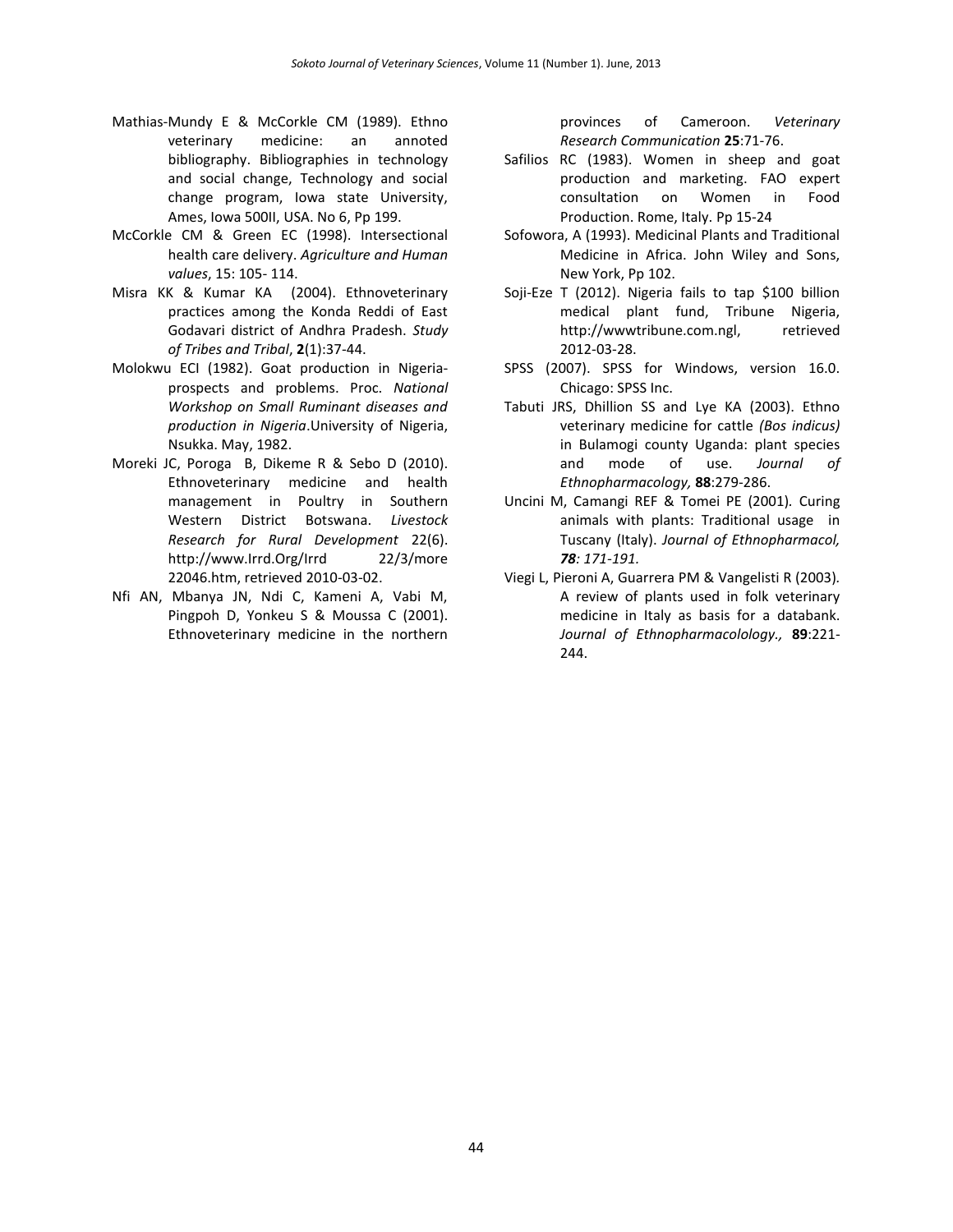Mathias-Mundy E & McCorkle CM (1989). Ethno veterinary medicine: an annoted bibliography. Bibliographies in technology and social change, Technology and social change program, Iowa state University, Ames, Iowa 500II, USA. No 6, Pp 199.

McCorkle CM & Green EC (1998). Intersectional health care delivery. *Agriculture and Human values*, 15: 105- 114.

Misra KK & Kumar KA (2004). Ethnoveterinary practices among the Konda Reddi of East Godavari district of Andhra Pradesh. *Study of Tribes and Tribal*, **2**(1):37-44.

Molokwu ECI (1982). Goat production in Nigeria-prospects and problems. Proc. *National Workshop on Small Ruminant diseases and production in Nigeria*.University of Nigeria, Nsukka. May, 1982.

Moreki JC, Poroga B, Dikeme R & Sebo D (2010). Ethnoveterinary medicine and health management in Poultry in Southern Western District Botswana. *Livestock Research for Rural Development* 22(6). http://www.Irrd.Org/Irrd 22/3/more 22046.htm, retrieved 2010-03-02.

Nfi AN, Mbanya JN, Ndi C, Kameni A, Vabi M, Pingpoh D, Yonkeu S & Moussa C (2001). Ethnoveterinary medicine in the northern provinces of Cameroon. *Veterinary Research Communication* **25**:71-76.

Safilios RC (1983). Women in sheep and goat production and marketing. FAO expert consultation on Women in Food Production. Rome, Italy. Pp 15-24

Sofowora, A (1993). Medicinal Plants and Traditional Medicine in Africa. John Wiley and Sons, New York, Pp 102.

Soji-Eze T (2012). Nigeria fails to tap $100 billion medical plant fund, Tribune Nigeria, http://wwwtribune.com.ngl, retrieved 2012-03-28.

SPSS (2007). SPSS for Windows, version 16.0. Chicago: SPSS Inc.

Tabuti JRS, Dhillion SS and Lye KA (2003). Ethno veterinary medicine for cattle *(Bos indicus)* in Bulamogi county Uganda: plant species and mode of use. *Journal of Ethnopharmacology,* **88**:279-286.

Uncini M, Camangi REF & Tomei PE (2001). Curing animals with plants: Traditional usage in Tuscany (Italy). *Journal of Ethnopharmacol,* ***78****: 171-191.*

Viegi L, Pieroni A, Guarrera PM & Vangelisti R (2003). A review of plants used in folk veterinary medicine in Italy as basis for a databank. *Journal of Ethnopharmacolology.,* **89**:221-244.